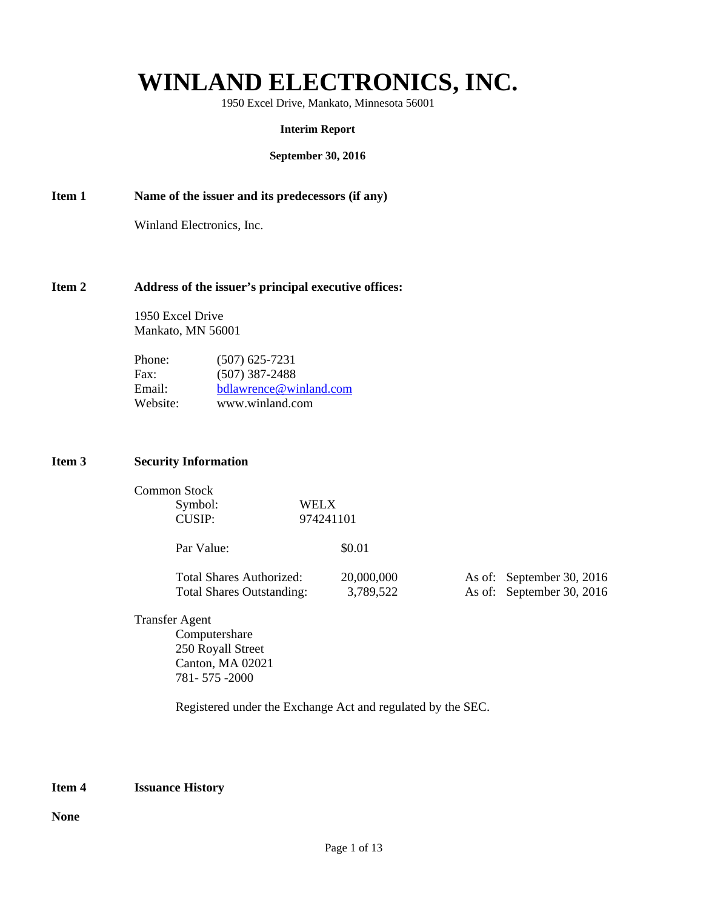# WINLAND ELECTRONICS, INC.

1950 Excel Drive, Mankato, Minnesota 56001

**Interim Report**

**September 30, 2016**

**Item 1 Name of the issuer and its predecessors (if any)**

Winland Electronics, Inc.

**Item 2 Address of the issuer's principal executive offices:**

1950 Excel Drive
Mankato, MN 56001

| | |
|---|---|
| Phone: | (507) 625-7231 |
| Fax: | (507) 387-2488 |
| Email: | bdlawrence@winland.com |
| Website: | www.winland.com |

**Item 3 Security Information**

Common Stock

| | |
|---|---|
| Symbol: | WELX |
| CUSIP: | 974241101 |

| | | |
|---|---|---|
| Par Value: | $0.01 | |
| Total Shares Authorized: | 20,000,000 | As of: September 30, 2016 |
| Total Shares Outstanding: | 3,789,522 | As of: September 30, 2016 |

Transfer Agent

Computershare
250 Royall Street
Canton, MA 02021
781- 575 -2000

Registered under the Exchange Act and regulated by the SEC.

**Item 4 Issuance History**

**None**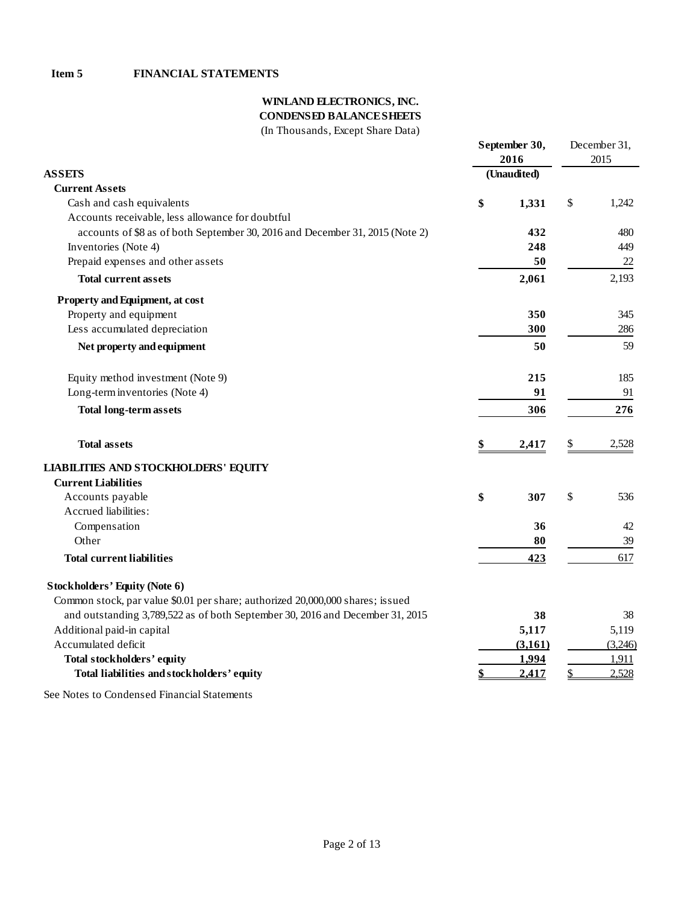**Item 5 FINANCIAL STATEMENTS**

**WINLAND ELECTRONICS, INC.**
**CONDENSED BALANCE SHEETS**
(In Thousands, Except Share Data)

| | September 30, 2016 (Unaudited) | December 31, 2015 |
|---|---|---|
| **ASSETS** | | |
| **Current Assets** | | |
| Cash and cash equivalents | $ 1,331 | $ 1,242 |
| Accounts receivable, less allowance for doubtful accounts of $8 as of both September 30, 2016 and December 31, 2015 (Note 2) | 432 | 480 |
| Inventories (Note 4) | 248 | 449 |
| Prepaid expenses and other assets | 50 | 22 |
| **Total current assets** | 2,061 | 2,193 |
| **Property and Equipment, at cost** | | |
| Property and equipment | 350 | 345 |
| Less accumulated depreciation | 300 | 286 |
| **Net property and equipment** | 50 | 59 |
| Equity method investment (Note 9) | 215 | 185 |
| Long-term inventories (Note 4) | 91 | 91 |
| **Total long-term assets** | 306 | 276 |
| **Total assets** | $ 2,417 | $ 2,528 |
| **LIABILITIES AND STOCKHOLDERS' EQUITY** | | |
| **Current Liabilities** | | |
| Accounts payable | $ 307 | $ 536 |
| Accrued liabilities: | | |
| Compensation | 36 | 42 |
| Other | 80 | 39 |
| **Total current liabilities** | 423 | 617 |
| **Stockholders' Equity (Note 6)** | | |
| Common stock, par value $0.01 per share; authorized 20,000,000 shares; issued and outstanding 3,789,522 as of both September 30, 2016 and December 31, 2015 | 38 | 38 |
| Additional paid-in capital | 5,117 | 5,119 |
| Accumulated deficit | (3,161) | (3,246) |
| **Total stockholders' equity** | 1,994 | 1,911 |
| **Total liabilities and stockholders' equity** | $ 2,417 | $ 2,528 |

See Notes to Condensed Financial Statements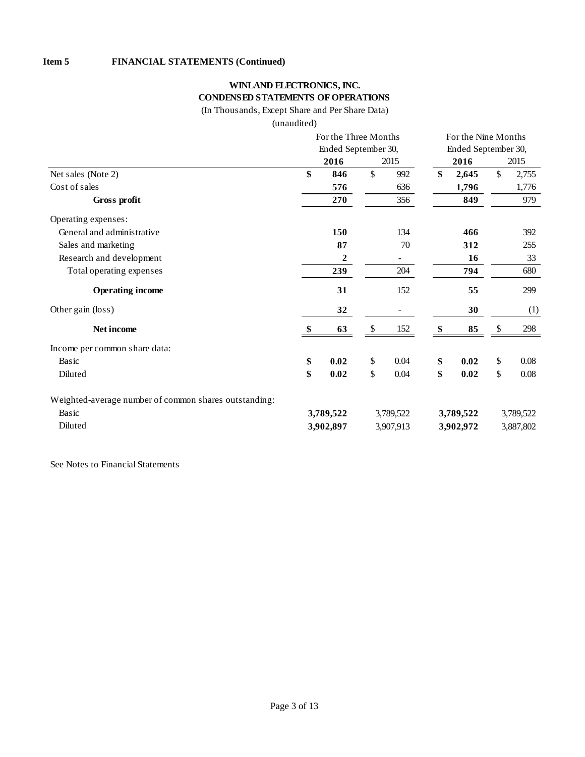**Item 5 FINANCIAL STATEMENTS (Continued)**

**WINLAND ELECTRONICS, INC.**
**CONDENSED STATEMENTS OF OPERATIONS**
(In Thousands, Except Share and Per Share Data)
(unaudited)

| | For the Three Months Ended September 30, | | For the Nine Months Ended September 30, | |
|---|---|---|---|---|
| | **2016** | 2015 | **2016** | 2015 |
| Net sales (Note 2) | **$ 846** | $ 992 | **$ 2,645** | $ 2,755 |
| Cost of sales | **576** | 636 | **1,796** | 1,776 |
| **Gross profit** | **270** | 356 | **849** | 979 |
| Operating expenses: | | | | |
| General and administrative | **150** | 134 | **466** | 392 |
| Sales and marketing | **87** | 70 | **312** | 255 |
| Research and development | **2** | - | **16** | 33 |
| Total operating expenses | **239** | 204 | **794** | 680 |
| **Operating income** | **31** | 152 | **55** | 299 |
| Other gain (loss) | **32** | - | **30** | (1) |
| **Net income** | **$ 63** | $ 152 | **$ 85** | $ 298 |
| Income per common share data: | | | | |
| Basic | **$ 0.02** | $ 0.04 | **$ 0.02** | $ 0.08 |
| Diluted | **$ 0.02** | $ 0.04 | **$ 0.02** | $ 0.08 |
| Weighted-average number of common shares outstanding: | | | | |
| Basic | **3,789,522** | 3,789,522 | **3,789,522** | 3,789,522 |
| Diluted | **3,902,897** | 3,907,913 | **3,902,972** | 3,887,802 |

See Notes to Financial Statements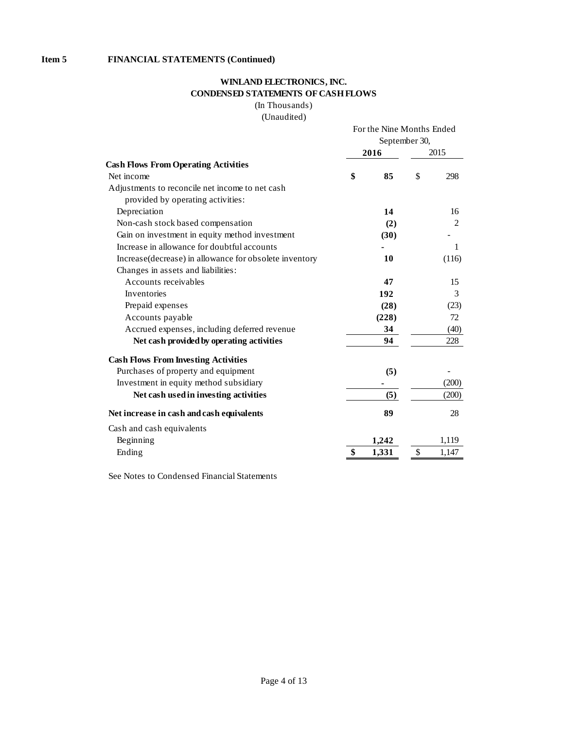**Item 5 FINANCIAL STATEMENTS (Continued)**

**WINLAND ELECTRONICS, INC.**
**CONDENSED STATEMENTS OF CASH FLOWS**
(In Thousands)
(Unaudited)

| | For the Nine Months Ended September 30, | |
|---|---|---|
| | **2016** | 2015 |
| **Cash Flows From Operating Activities** | | |
| Net income | **$ 85** | $ 298 |
| Adjustments to reconcile net income to net cash provided by operating activities: | | |
| Depreciation | **14** | 16 |
| Non-cash stock based compensation | **(2)** | 2 |
| Gain on investment in equity method investment | **(30)** | - |
| Increase in allowance for doubtful accounts | **-** | 1 |
| Increase(decrease) in allowance for obsolete inventory | **10** | (116) |
| Changes in assets and liabilities: | | |
| Accounts receivables | **47** | 15 |
| Inventories | **192** | 3 |
| Prepaid expenses | **(28)** | (23) |
| Accounts payable | **(228)** | 72 |
| Accrued expenses, including deferred revenue | **34** | (40) |
| **Net cash provided by operating activities** | **94** | 228 |
| **Cash Flows From Investing Activities** | | |
| Purchases of property and equipment | **(5)** | - |
| Investment in equity method subsidiary | **-** | (200) |
| **Net cash used in investing activities** | **(5)** | (200) |
| **Net increase in cash and cash equivalents** | **89** | 28 |
| Cash and cash equivalents | | |
| Beginning | **1,242** | 1,119 |
| Ending | **$ 1,331** | $ 1,147 |

See Notes to Condensed Financial Statements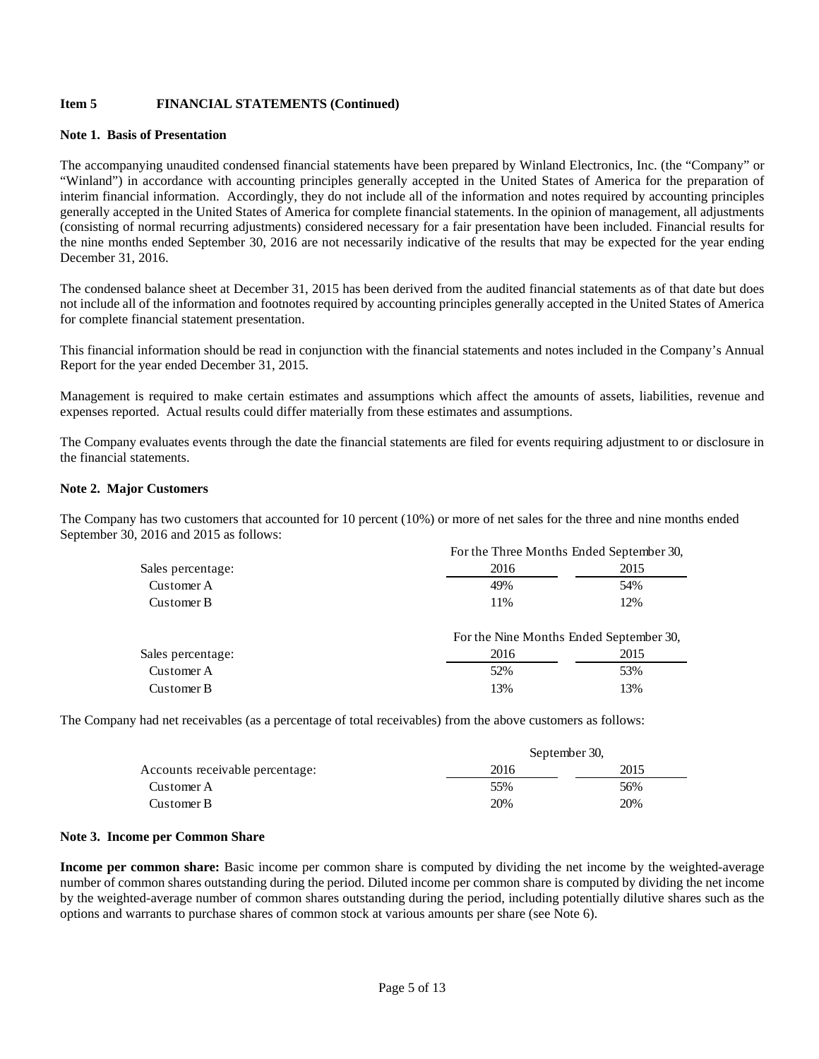**Item 5 FINANCIAL STATEMENTS (Continued)**

**Note 1. Basis of Presentation**

The accompanying unaudited condensed financial statements have been prepared by Winland Electronics, Inc. (the "Company" or "Winland") in accordance with accounting principles generally accepted in the United States of America for the preparation of interim financial information. Accordingly, they do not include all of the information and notes required by accounting principles generally accepted in the United States of America for complete financial statements. In the opinion of management, all adjustments (consisting of normal recurring adjustments) considered necessary for a fair presentation have been included. Financial results for the nine months ended September 30, 2016 are not necessarily indicative of the results that may be expected for the year ending December 31, 2016.

The condensed balance sheet at December 31, 2015 has been derived from the audited financial statements as of that date but does not include all of the information and footnotes required by accounting principles generally accepted in the United States of America for complete financial statement presentation.

This financial information should be read in conjunction with the financial statements and notes included in the Company's Annual Report for the year ended December 31, 2015.

Management is required to make certain estimates and assumptions which affect the amounts of assets, liabilities, revenue and expenses reported. Actual results could differ materially from these estimates and assumptions.

The Company evaluates events through the date the financial statements are filed for events requiring adjustment to or disclosure in the financial statements.

**Note 2. Major Customers**

The Company has two customers that accounted for 10 percent (10%) or more of net sales for the three and nine months ended September 30, 2016 and 2015 as follows:

| | For the Three Months Ended September 30, | |
|---|---|---|
| Sales percentage: | 2016 | 2015 |
| Customer A | 49% | 54% |
| Customer B | 11% | 12% |

| | For the Nine Months Ended September 30, | |
|---|---|---|
| Sales percentage: | 2016 | 2015 |
| Customer A | 52% | 53% |
| Customer B | 13% | 13% |

The Company had net receivables (as a percentage of total receivables) from the above customers as follows:

| | September 30, | |
|---|---|---|
| Accounts receivable percentage: | 2016 | 2015 |
| Customer A | 55% | 56% |
| Customer B | 20% | 20% |

**Note 3. Income per Common Share**

**Income per common share:** Basic income per common share is computed by dividing the net income by the weighted-average number of common shares outstanding during the period. Diluted income per common share is computed by dividing the net income by the weighted-average number of common shares outstanding during the period, including potentially dilutive shares such as the options and warrants to purchase shares of common stock at various amounts per share (see Note 6).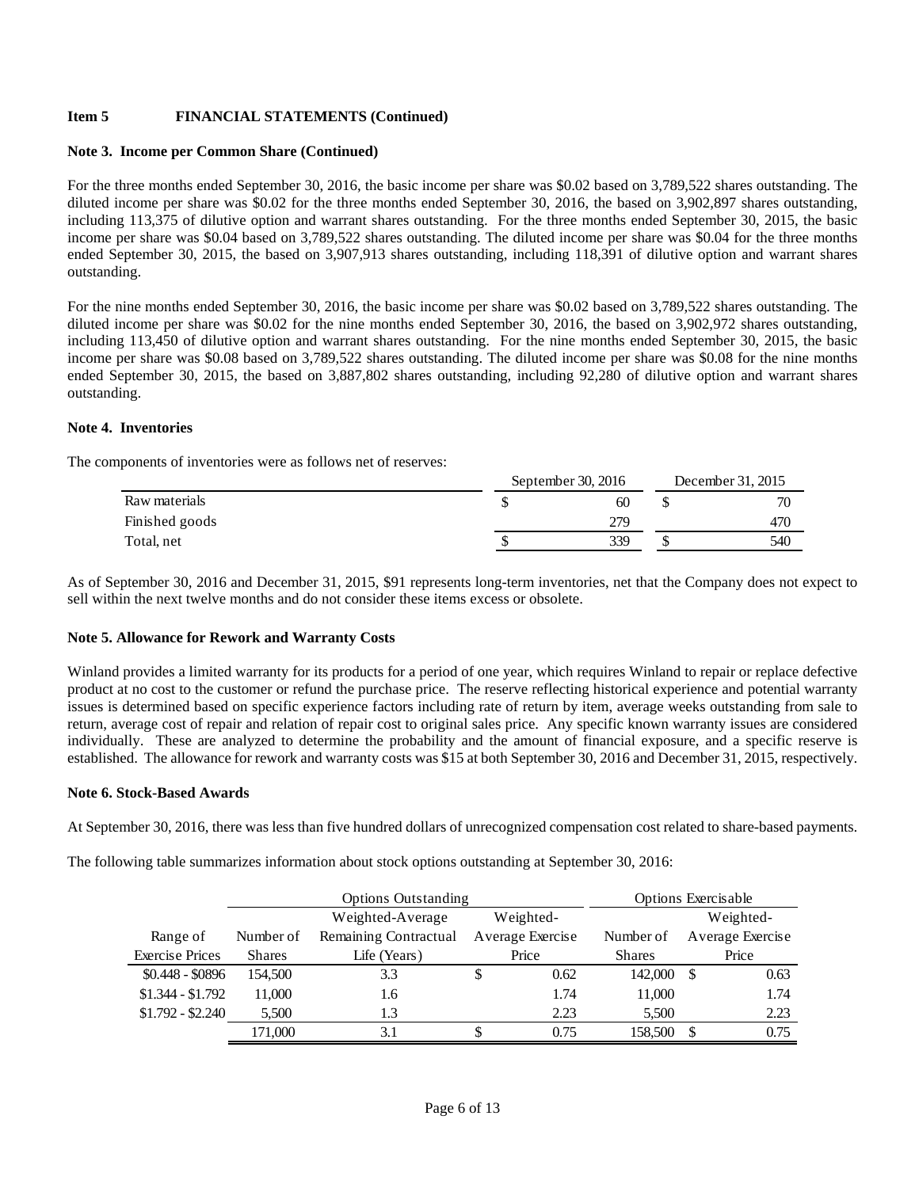**Item 5 FINANCIAL STATEMENTS (Continued)**

**Note 3. Income per Common Share (Continued)**

For the three months ended September 30, 2016, the basic income per share was $0.02 based on 3,789,522 shares outstanding. The diluted income per share was $0.02 for the three months ended September 30, 2016, the based on 3,902,897 shares outstanding, including 113,375 of dilutive option and warrant shares outstanding. For the three months ended September 30, 2015, the basic income per share was $0.04 based on 3,789,522 shares outstanding. The diluted income per share was $0.04 for the three months ended September 30, 2015, the based on 3,907,913 shares outstanding, including 118,391 of dilutive option and warrant shares outstanding.

For the nine months ended September 30, 2016, the basic income per share was $0.02 based on 3,789,522 shares outstanding. The diluted income per share was $0.02 for the nine months ended September 30, 2016, the based on 3,902,972 shares outstanding, including 113,450 of dilutive option and warrant shares outstanding. For the nine months ended September 30, 2015, the basic income per share was $0.08 based on 3,789,522 shares outstanding. The diluted income per share was $0.08 for the nine months ended September 30, 2015, the based on 3,887,802 shares outstanding, including 92,280 of dilutive option and warrant shares outstanding.

**Note 4. Inventories**

The components of inventories were as follows net of reserves:

| | September 30, 2016 | December 31, 2015 |
|---|---|---|
| Raw materials | $ 60 | $ 70 |
| Finished goods | 279 | 470 |
| Total, net | $ 339 | $ 540 |

As of September 30, 2016 and December 31, 2015, $91 represents long-term inventories, net that the Company does not expect to sell within the next twelve months and do not consider these items excess or obsolete.

**Note 5. Allowance for Rework and Warranty Costs**

Winland provides a limited warranty for its products for a period of one year, which requires Winland to repair or replace defective product at no cost to the customer or refund the purchase price. The reserve reflecting historical experience and potential warranty issues is determined based on specific experience factors including rate of return by item, average weeks outstanding from sale to return, average cost of repair and relation of repair cost to original sales price. Any specific known warranty issues are considered individually. These are analyzed to determine the probability and the amount of financial exposure, and a specific reserve is established. The allowance for rework and warranty costs was $15 at both September 30, 2016 and December 31, 2015, respectively.

**Note 6. Stock-Based Awards**

At September 30, 2016, there was less than five hundred dollars of unrecognized compensation cost related to share-based payments.

The following table summarizes information about stock options outstanding at September 30, 2016:

| | Options Outstanding | | | Options Exercisable | |
|---|---|---|---|---|---|
| Range of Exercise Prices | Number of Shares | Weighted-Average Remaining Contractual Life (Years) | Weighted-Average Exercise Price | Number of Shares | Weighted-Average Exercise Price |
| $0.448 - $0896 | 154,500 | 3.3 | $ 0.62 | 142,000 | $ 0.63 |
| $1.344 - $1.792 | 11,000 | 1.6 | 1.74 | 11,000 | 1.74 |
| $1.792 - $2.240 | 5,500 | 1.3 | 2.23 | 5,500 | 2.23 |
| | 171,000 | 3.1 | $ 0.75 | 158,500 | $ 0.75 |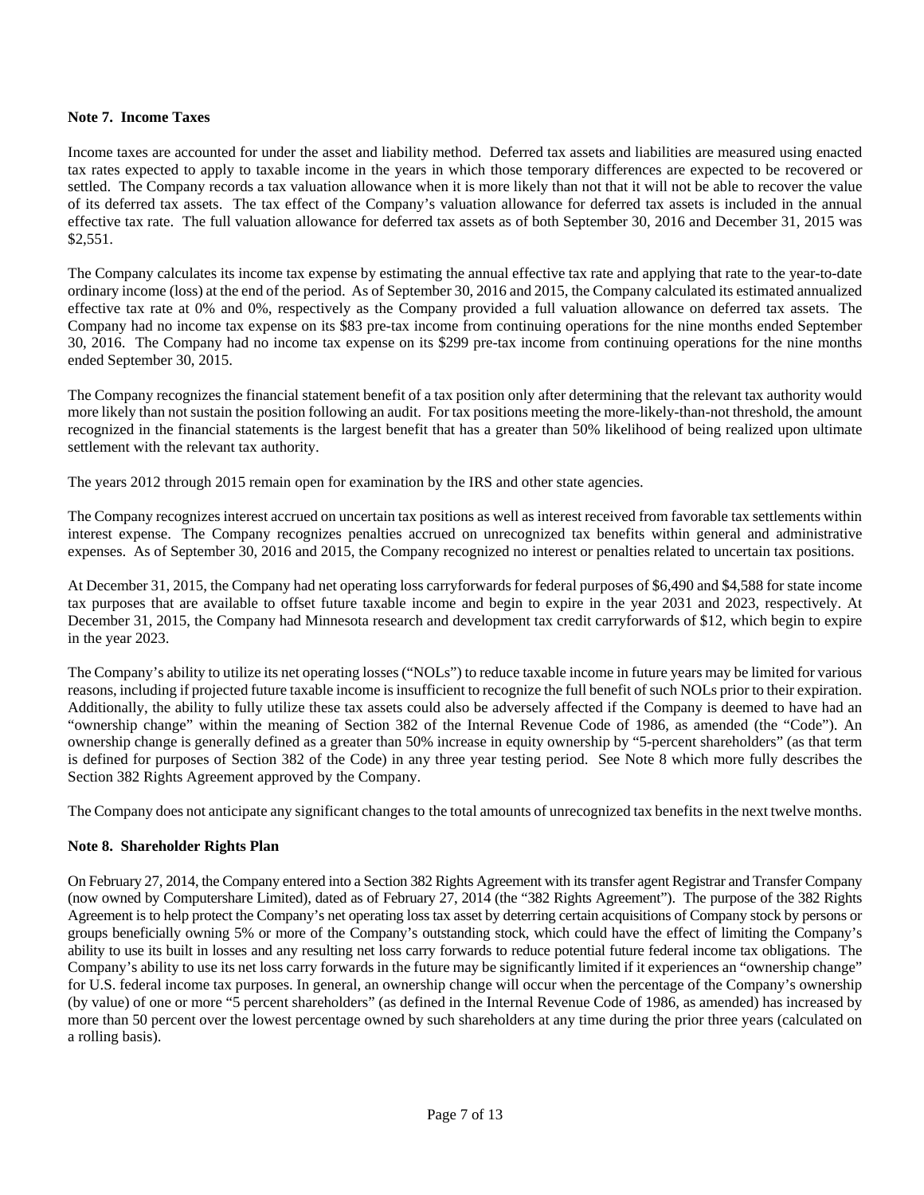**Note 7. Income Taxes**

Income taxes are accounted for under the asset and liability method. Deferred tax assets and liabilities are measured using enacted tax rates expected to apply to taxable income in the years in which those temporary differences are expected to be recovered or settled. The Company records a tax valuation allowance when it is more likely than not that it will not be able to recover the value of its deferred tax assets. The tax effect of the Company's valuation allowance for deferred tax assets is included in the annual effective tax rate. The full valuation allowance for deferred tax assets as of both September 30, 2016 and December 31, 2015 was $2,551.

The Company calculates its income tax expense by estimating the annual effective tax rate and applying that rate to the year-to-date ordinary income (loss) at the end of the period. As of September 30, 2016 and 2015, the Company calculated its estimated annualized effective tax rate at 0% and 0%, respectively as the Company provided a full valuation allowance on deferred tax assets. The Company had no income tax expense on its $83 pre-tax income from continuing operations for the nine months ended September 30, 2016. The Company had no income tax expense on its $299 pre-tax income from continuing operations for the nine months ended September 30, 2015.

The Company recognizes the financial statement benefit of a tax position only after determining that the relevant tax authority would more likely than not sustain the position following an audit. For tax positions meeting the more-likely-than-not threshold, the amount recognized in the financial statements is the largest benefit that has a greater than 50% likelihood of being realized upon ultimate settlement with the relevant tax authority.

The years 2012 through 2015 remain open for examination by the IRS and other state agencies.

The Company recognizes interest accrued on uncertain tax positions as well as interest received from favorable tax settlements within interest expense. The Company recognizes penalties accrued on unrecognized tax benefits within general and administrative expenses. As of September 30, 2016 and 2015, the Company recognized no interest or penalties related to uncertain tax positions.

At December 31, 2015, the Company had net operating loss carryforwards for federal purposes of $6,490 and $4,588 for state income tax purposes that are available to offset future taxable income and begin to expire in the year 2031 and 2023, respectively. At December 31, 2015, the Company had Minnesota research and development tax credit carryforwards of $12, which begin to expire in the year 2023.

The Company's ability to utilize its net operating losses ("NOLs") to reduce taxable income in future years may be limited for various reasons, including if projected future taxable income is insufficient to recognize the full benefit of such NOLs prior to their expiration. Additionally, the ability to fully utilize these tax assets could also be adversely affected if the Company is deemed to have had an "ownership change" within the meaning of Section 382 of the Internal Revenue Code of 1986, as amended (the "Code"). An ownership change is generally defined as a greater than 50% increase in equity ownership by "5-percent shareholders" (as that term is defined for purposes of Section 382 of the Code) in any three year testing period. See Note 8 which more fully describes the Section 382 Rights Agreement approved by the Company.

The Company does not anticipate any significant changes to the total amounts of unrecognized tax benefits in the next twelve months.

**Note 8. Shareholder Rights Plan**

On February 27, 2014, the Company entered into a Section 382 Rights Agreement with its transfer agent Registrar and Transfer Company (now owned by Computershare Limited), dated as of February 27, 2014 (the "382 Rights Agreement"). The purpose of the 382 Rights Agreement is to help protect the Company's net operating loss tax asset by deterring certain acquisitions of Company stock by persons or groups beneficially owning 5% or more of the Company's outstanding stock, which could have the effect of limiting the Company's ability to use its built in losses and any resulting net loss carry forwards to reduce potential future federal income tax obligations. The Company's ability to use its net loss carry forwards in the future may be significantly limited if it experiences an "ownership change" for U.S. federal income tax purposes. In general, an ownership change will occur when the percentage of the Company's ownership (by value) of one or more "5 percent shareholders" (as defined in the Internal Revenue Code of 1986, as amended) has increased by more than 50 percent over the lowest percentage owned by such shareholders at any time during the prior three years (calculated on a rolling basis).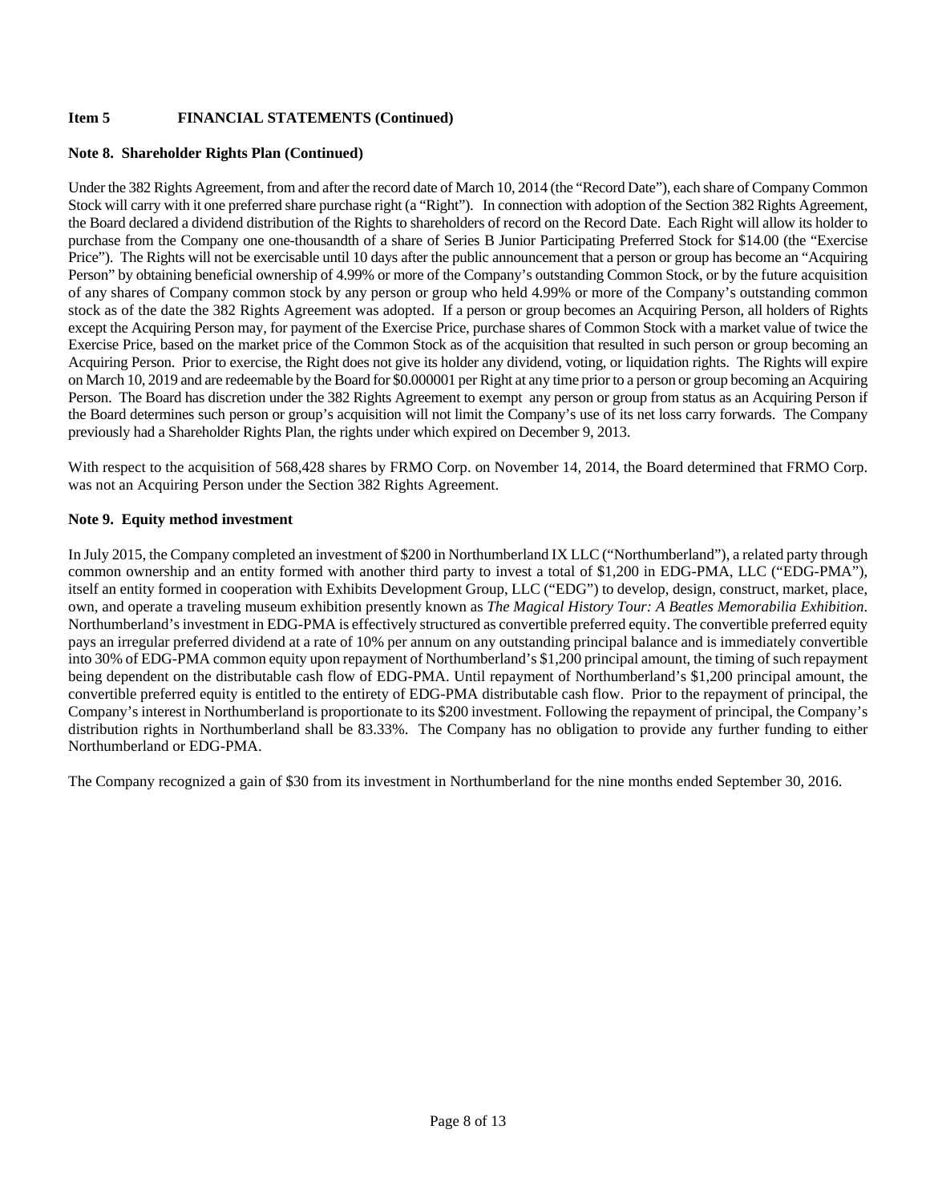## Item 5 FINANCIAL STATEMENTS (Continued)

### Note 8. Shareholder Rights Plan (Continued)

Under the 382 Rights Agreement, from and after the record date of March 10, 2014 (the "Record Date"), each share of Company Common Stock will carry with it one preferred share purchase right (a "Right"). In connection with adoption of the Section 382 Rights Agreement, the Board declared a dividend distribution of the Rights to shareholders of record on the Record Date. Each Right will allow its holder to purchase from the Company one one-thousandth of a share of Series B Junior Participating Preferred Stock for $14.00 (the "Exercise Price"). The Rights will not be exercisable until 10 days after the public announcement that a person or group has become an "Acquiring Person" by obtaining beneficial ownership of 4.99% or more of the Company's outstanding Common Stock, or by the future acquisition of any shares of Company common stock by any person or group who held 4.99% or more of the Company's outstanding common stock as of the date the 382 Rights Agreement was adopted. If a person or group becomes an Acquiring Person, all holders of Rights except the Acquiring Person may, for payment of the Exercise Price, purchase shares of Common Stock with a market value of twice the Exercise Price, based on the market price of the Common Stock as of the acquisition that resulted in such person or group becoming an Acquiring Person. Prior to exercise, the Right does not give its holder any dividend, voting, or liquidation rights. The Rights will expire on March 10, 2019 and are redeemable by the Board for $0.000001 per Right at any time prior to a person or group becoming an Acquiring Person. The Board has discretion under the 382 Rights Agreement to exempt any person or group from status as an Acquiring Person if the Board determines such person or group's acquisition will not limit the Company's use of its net loss carry forwards. The Company previously had a Shareholder Rights Plan, the rights under which expired on December 9, 2013.

With respect to the acquisition of 568,428 shares by FRMO Corp. on November 14, 2014, the Board determined that FRMO Corp. was not an Acquiring Person under the Section 382 Rights Agreement.

### Note 9. Equity method investment

In July 2015, the Company completed an investment of $200 in Northumberland IX LLC ("Northumberland"), a related party through common ownership and an entity formed with another third party to invest a total of $1,200 in EDG-PMA, LLC ("EDG-PMA"), itself an entity formed in cooperation with Exhibits Development Group, LLC ("EDG") to develop, design, construct, market, place, own, and operate a traveling museum exhibition presently known as *The Magical History Tour: A Beatles Memorabilia Exhibition*. Northumberland's investment in EDG-PMA is effectively structured as convertible preferred equity. The convertible preferred equity pays an irregular preferred dividend at a rate of 10% per annum on any outstanding principal balance and is immediately convertible into 30% of EDG-PMA common equity upon repayment of Northumberland's $1,200 principal amount, the timing of such repayment being dependent on the distributable cash flow of EDG-PMA. Until repayment of Northumberland's $1,200 principal amount, the convertible preferred equity is entitled to the entirety of EDG-PMA distributable cash flow. Prior to the repayment of principal, the Company's interest in Northumberland is proportionate to its $200 investment. Following the repayment of principal, the Company's distribution rights in Northumberland shall be 83.33%. The Company has no obligation to provide any further funding to either Northumberland or EDG-PMA.

The Company recognized a gain of $30 from its investment in Northumberland for the nine months ended September 30, 2016.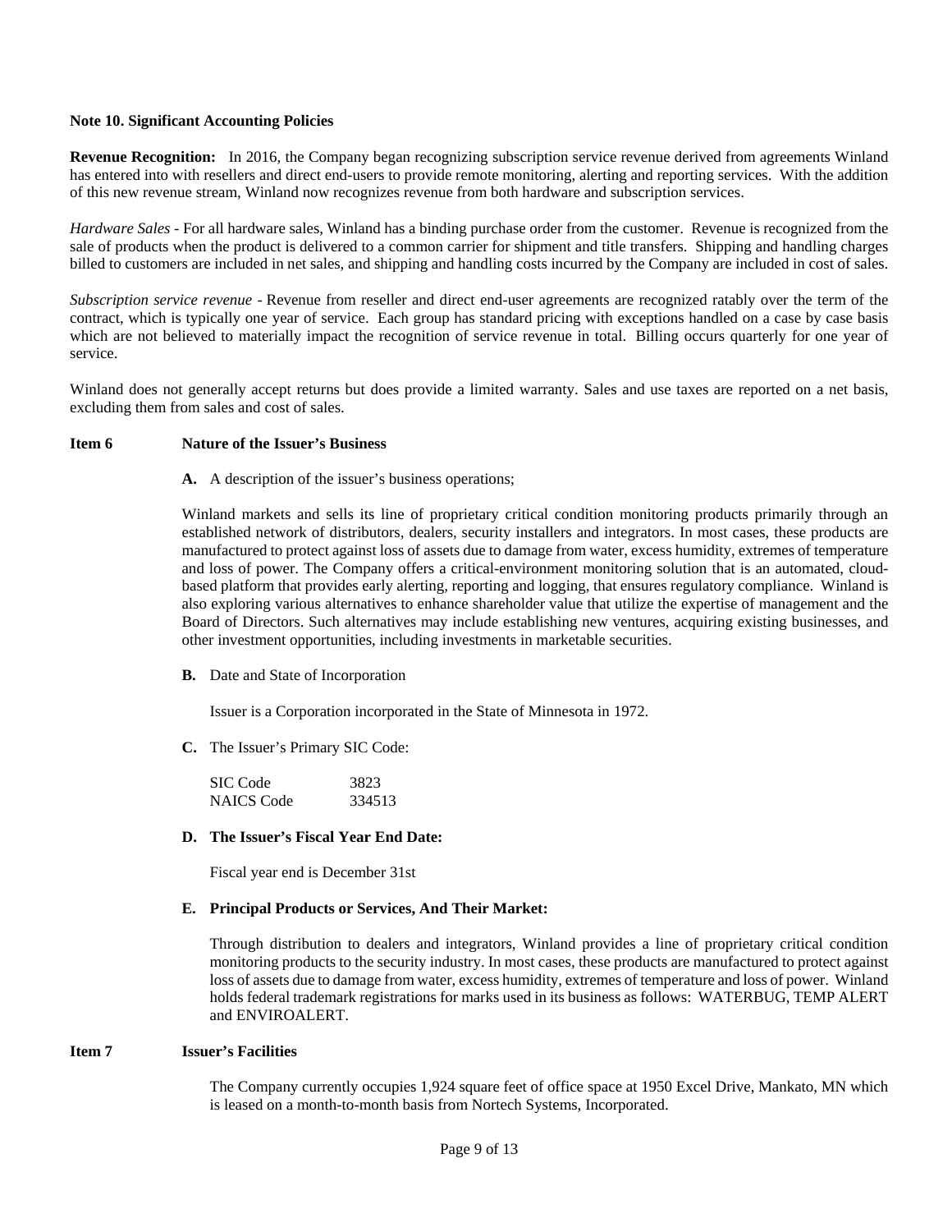**Note 10. Significant Accounting Policies**

**Revenue Recognition:** In 2016, the Company began recognizing subscription service revenue derived from agreements Winland has entered into with resellers and direct end-users to provide remote monitoring, alerting and reporting services. With the addition of this new revenue stream, Winland now recognizes revenue from both hardware and subscription services.

*Hardware Sales* - For all hardware sales, Winland has a binding purchase order from the customer. Revenue is recognized from the sale of products when the product is delivered to a common carrier for shipment and title transfers. Shipping and handling charges billed to customers are included in net sales, and shipping and handling costs incurred by the Company are included in cost of sales.

*Subscription service revenue* - Revenue from reseller and direct end-user agreements are recognized ratably over the term of the contract, which is typically one year of service. Each group has standard pricing with exceptions handled on a case by case basis which are not believed to materially impact the recognition of service revenue in total. Billing occurs quarterly for one year of service.

Winland does not generally accept returns but does provide a limited warranty. Sales and use taxes are reported on a net basis, excluding them from sales and cost of sales.

**Item 6 Nature of the Issuer's Business**

**A.** A description of the issuer's business operations;

Winland markets and sells its line of proprietary critical condition monitoring products primarily through an established network of distributors, dealers, security installers and integrators. In most cases, these products are manufactured to protect against loss of assets due to damage from water, excess humidity, extremes of temperature and loss of power. The Company offers a critical-environment monitoring solution that is an automated, cloud-based platform that provides early alerting, reporting and logging, that ensures regulatory compliance. Winland is also exploring various alternatives to enhance shareholder value that utilize the expertise of management and the Board of Directors. Such alternatives may include establishing new ventures, acquiring existing businesses, and other investment opportunities, including investments in marketable securities.

**B.** Date and State of Incorporation

Issuer is a Corporation incorporated in the State of Minnesota in 1972.

**C.** The Issuer's Primary SIC Code:

| | |
|---|---|
| SIC Code | 3823 |
| NAICS Code | 334513 |

**D. The Issuer's Fiscal Year End Date:**

Fiscal year end is December 31st

**E. Principal Products or Services, And Their Market:**

Through distribution to dealers and integrators, Winland provides a line of proprietary critical condition monitoring products to the security industry. In most cases, these products are manufactured to protect against loss of assets due to damage from water, excess humidity, extremes of temperature and loss of power. Winland holds federal trademark registrations for marks used in its business as follows: WATERBUG, TEMP ALERT and ENVIROALERT.

**Item 7 Issuer's Facilities**

The Company currently occupies 1,924 square feet of office space at 1950 Excel Drive, Mankato, MN which is leased on a month-to-month basis from Nortech Systems, Incorporated.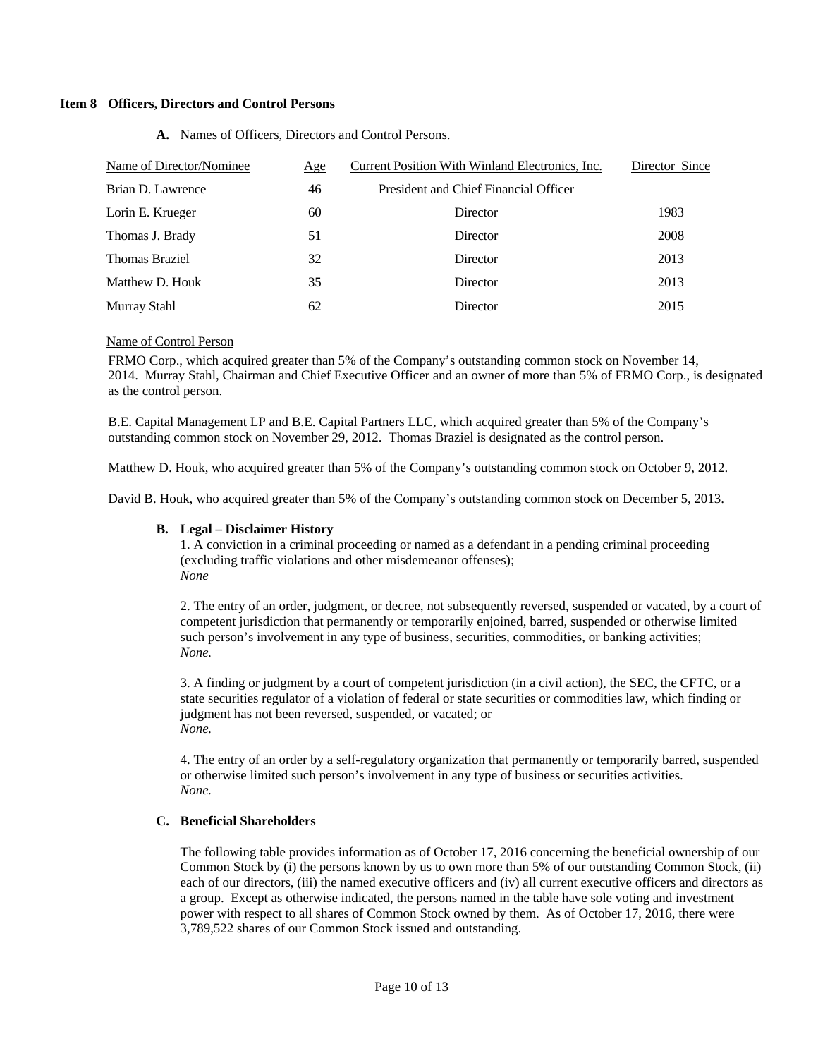## Item 8 Officers, Directors and Control Persons

**A.** Names of Officers, Directors and Control Persons.

| Name of Director/Nominee | Age | Current Position With Winland Electronics, Inc. | Director Since |
|---|---|---|---|
| Brian D. Lawrence | 46 | President and Chief Financial Officer | |
| Lorin E. Krueger | 60 | Director | 1983 |
| Thomas J. Brady | 51 | Director | 2008 |
| Thomas Braziel | 32 | Director | 2013 |
| Matthew D. Houk | 35 | Director | 2013 |
| Murray Stahl | 62 | Director | 2015 |

Name of Control Person

FRMO Corp., which acquired greater than 5% of the Company's outstanding common stock on November 14, 2014. Murray Stahl, Chairman and Chief Executive Officer and an owner of more than 5% of FRMO Corp., is designated as the control person.

B.E. Capital Management LP and B.E. Capital Partners LLC, which acquired greater than 5% of the Company's outstanding common stock on November 29, 2012. Thomas Braziel is designated as the control person.

Matthew D. Houk, who acquired greater than 5% of the Company's outstanding common stock on October 9, 2012.

David B. Houk, who acquired greater than 5% of the Company's outstanding common stock on December 5, 2013.

**B. Legal – Disclaimer History**

1. A conviction in a criminal proceeding or named as a defendant in a pending criminal proceeding (excluding traffic violations and other misdemeanor offenses);
*None*

2. The entry of an order, judgment, or decree, not subsequently reversed, suspended or vacated, by a court of competent jurisdiction that permanently or temporarily enjoined, barred, suspended or otherwise limited such person's involvement in any type of business, securities, commodities, or banking activities;
*None.*

3. A finding or judgment by a court of competent jurisdiction (in a civil action), the SEC, the CFTC, or a state securities regulator of a violation of federal or state securities or commodities law, which finding or judgment has not been reversed, suspended, or vacated; or
*None.*

4. The entry of an order by a self-regulatory organization that permanently or temporarily barred, suspended or otherwise limited such person's involvement in any type of business or securities activities.
*None.*

**C. Beneficial Shareholders**

The following table provides information as of October 17, 2016 concerning the beneficial ownership of our Common Stock by (i) the persons known by us to own more than 5% of our outstanding Common Stock, (ii) each of our directors, (iii) the named executive officers and (iv) all current executive officers and directors as a group. Except as otherwise indicated, the persons named in the table have sole voting and investment power with respect to all shares of Common Stock owned by them. As of October 17, 2016, there were 3,789,522 shares of our Common Stock issued and outstanding.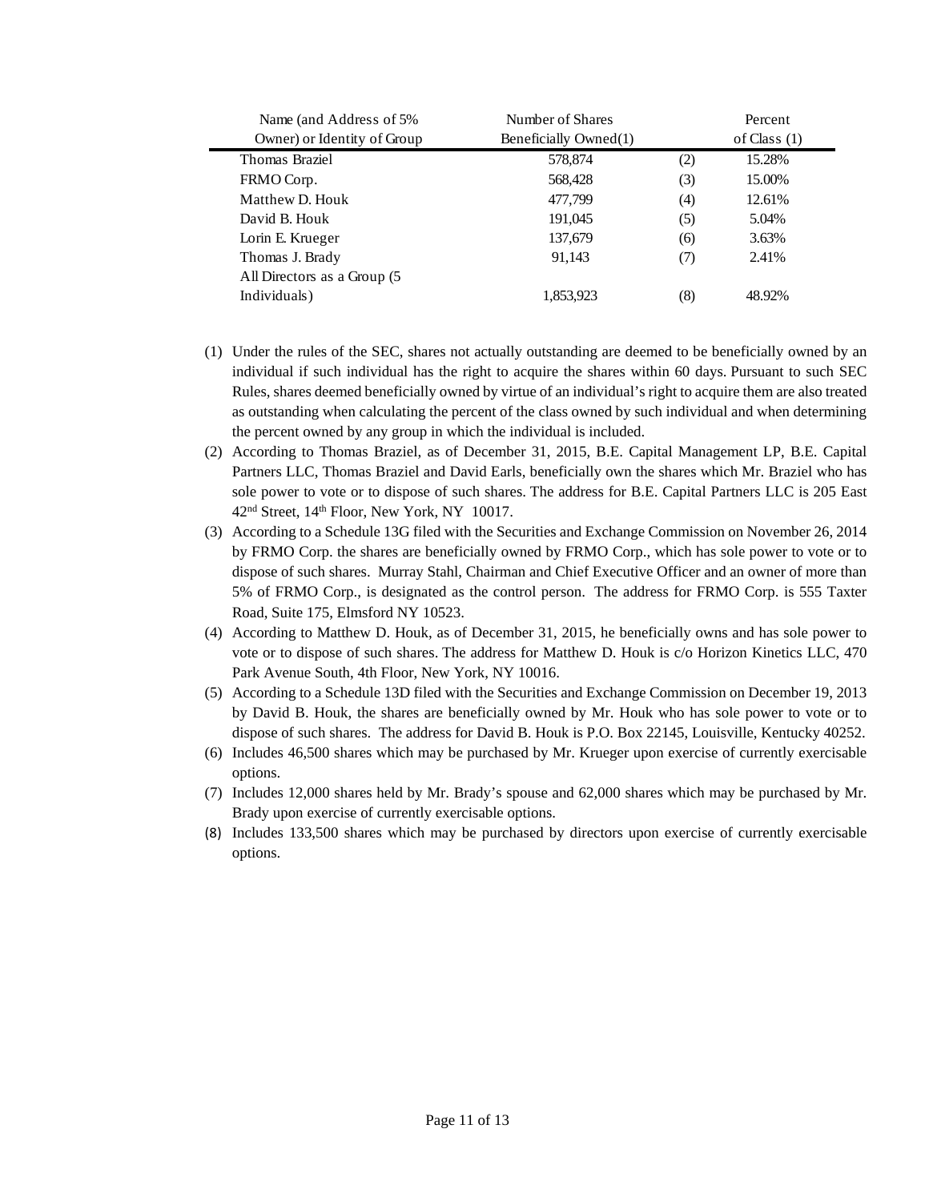| Name (and Address of 5% Owner) or Identity of Group | Number of Shares Beneficially Owned(1) | | Percent of Class (1) |
|---|---|---|---|
| Thomas Braziel | 578,874 | (2) | 15.28% |
| FRMO Corp. | 568,428 | (3) | 15.00% |
| Matthew D. Houk | 477,799 | (4) | 12.61% |
| David B. Houk | 191,045 | (5) | 5.04% |
| Lorin E. Krueger | 137,679 | (6) | 3.63% |
| Thomas J. Brady | 91,143 | (7) | 2.41% |
| All Directors as a Group (5 Individuals) | 1,853,923 | (8) | 48.92% |

(1) Under the rules of the SEC, shares not actually outstanding are deemed to be beneficially owned by an individual if such individual has the right to acquire the shares within 60 days. Pursuant to such SEC Rules, shares deemed beneficially owned by virtue of an individual's right to acquire them are also treated as outstanding when calculating the percent of the class owned by such individual and when determining the percent owned by any group in which the individual is included.

(2) According to Thomas Braziel, as of December 31, 2015, B.E. Capital Management LP, B.E. Capital Partners LLC, Thomas Braziel and David Earls, beneficially own the shares which Mr. Braziel who has sole power to vote or to dispose of such shares. The address for B.E. Capital Partners LLC is 205 East 42nd Street, 14th Floor, New York, NY 10017.

(3) According to a Schedule 13G filed with the Securities and Exchange Commission on November 26, 2014 by FRMO Corp. the shares are beneficially owned by FRMO Corp., which has sole power to vote or to dispose of such shares. Murray Stahl, Chairman and Chief Executive Officer and an owner of more than 5% of FRMO Corp., is designated as the control person. The address for FRMO Corp. is 555 Taxter Road, Suite 175, Elmsford NY 10523.

(4) According to Matthew D. Houk, as of December 31, 2015, he beneficially owns and has sole power to vote or to dispose of such shares. The address for Matthew D. Houk is c/o Horizon Kinetics LLC, 470 Park Avenue South, 4th Floor, New York, NY 10016.

(5) According to a Schedule 13D filed with the Securities and Exchange Commission on December 19, 2013 by David B. Houk, the shares are beneficially owned by Mr. Houk who has sole power to vote or to dispose of such shares. The address for David B. Houk is P.O. Box 22145, Louisville, Kentucky 40252.

(6) Includes 46,500 shares which may be purchased by Mr. Krueger upon exercise of currently exercisable options.

(7) Includes 12,000 shares held by Mr. Brady's spouse and 62,000 shares which may be purchased by Mr. Brady upon exercise of currently exercisable options.

(8) Includes 133,500 shares which may be purchased by directors upon exercise of currently exercisable options.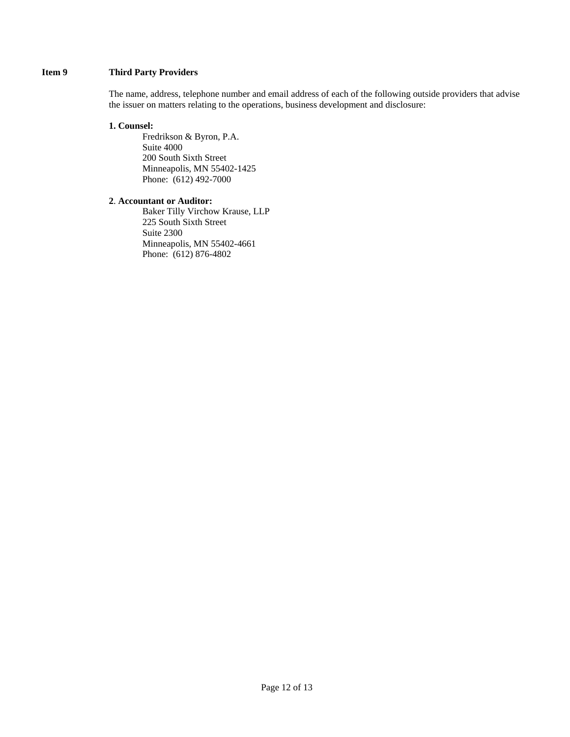**Item 9 Third Party Providers**

The name, address, telephone number and email address of each of the following outside providers that advise the issuer on matters relating to the operations, business development and disclosure:

**1. Counsel:**

Fredrikson & Byron, P.A.
Suite 4000
200 South Sixth Street
Minneapolis, MN 55402-1425
Phone: (612) 492-7000

**2. Accountant or Auditor:**

Baker Tilly Virchow Krause, LLP
225 South Sixth Street
Suite 2300
Minneapolis, MN 55402-4661
Phone: (612) 876-4802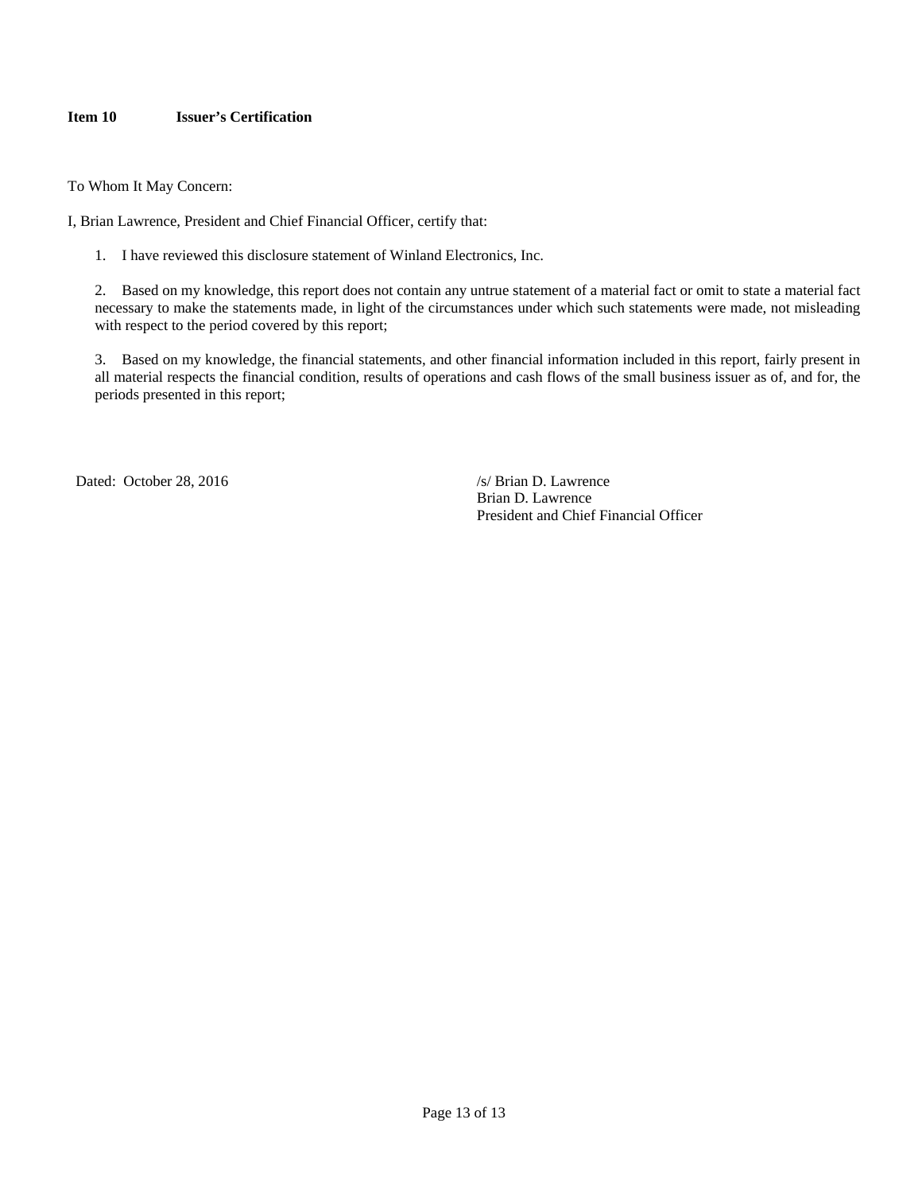**Item 10 Issuer's Certification**

To Whom It May Concern:

I, Brian Lawrence, President and Chief Financial Officer, certify that:

1. I have reviewed this disclosure statement of Winland Electronics, Inc.

2. Based on my knowledge, this report does not contain any untrue statement of a material fact or omit to state a material fact necessary to make the statements made, in light of the circumstances under which such statements were made, not misleading with respect to the period covered by this report;

3. Based on my knowledge, the financial statements, and other financial information included in this report, fairly present in all material respects the financial condition, results of operations and cash flows of the small business issuer as of, and for, the periods presented in this report;

Dated: October 28, 2016

/s/ Brian D. Lawrence
Brian D. Lawrence
President and Chief Financial Officer